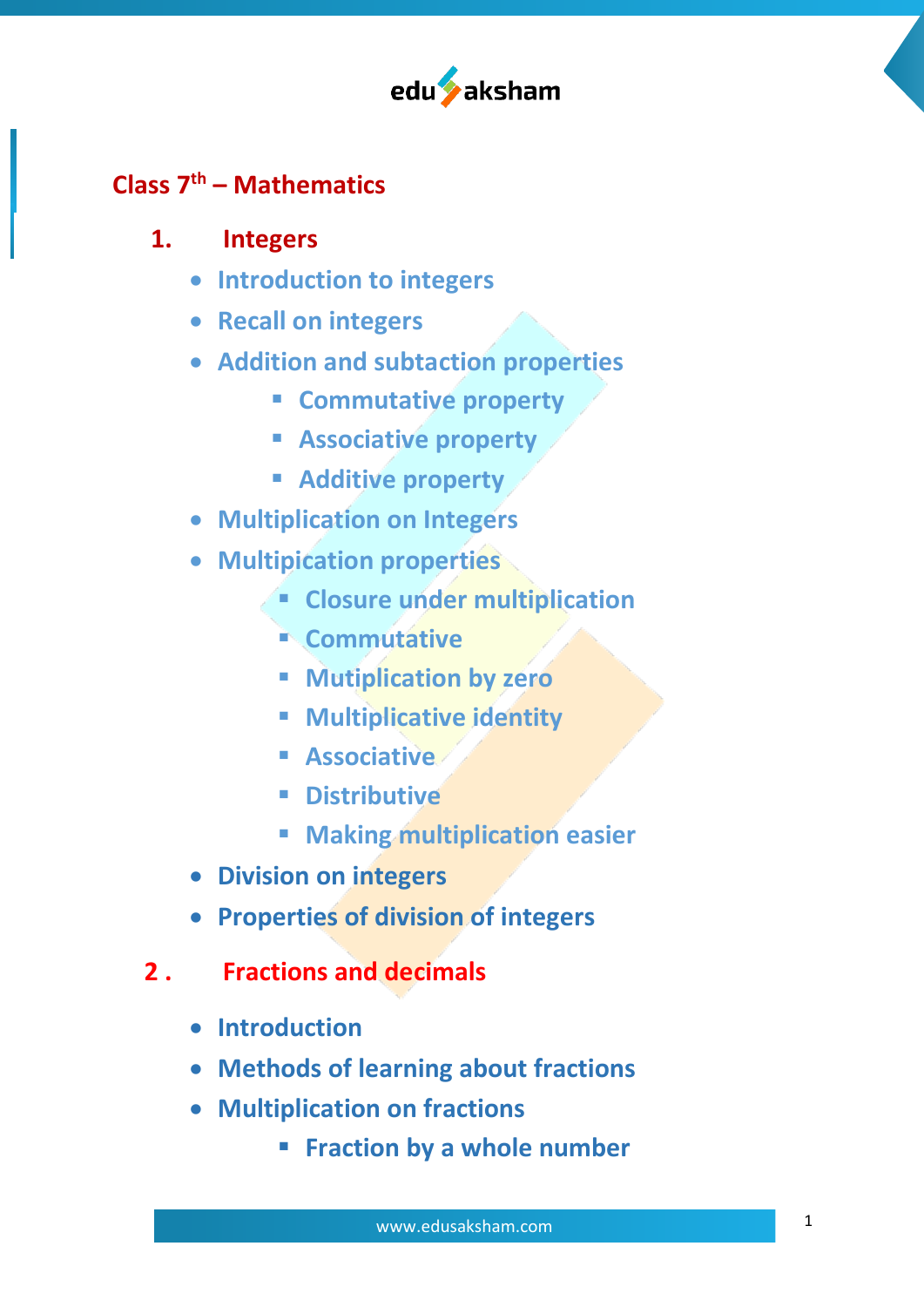# Class 7$^{th}$ – Mathematics

## 1. Integers

- Introduction to integers
- Recall on integers
- Addition and subtaction properties
    - Commutative property
    - Associative property
    - Additive property
- Multiplication on Integers
- Multipication properties
    - Closure under multiplication
    - Commutative
    - Mutiplication by zero
    - Multiplicative identity
    - Associative
    - Distributive
    - Making multiplication easier
- Division on integers
- Properties of division of integers

## 2 . Fractions and decimals

- Introduction
- Methods of learning about fractions
- Multiplication on fractions
    - Fraction by a whole number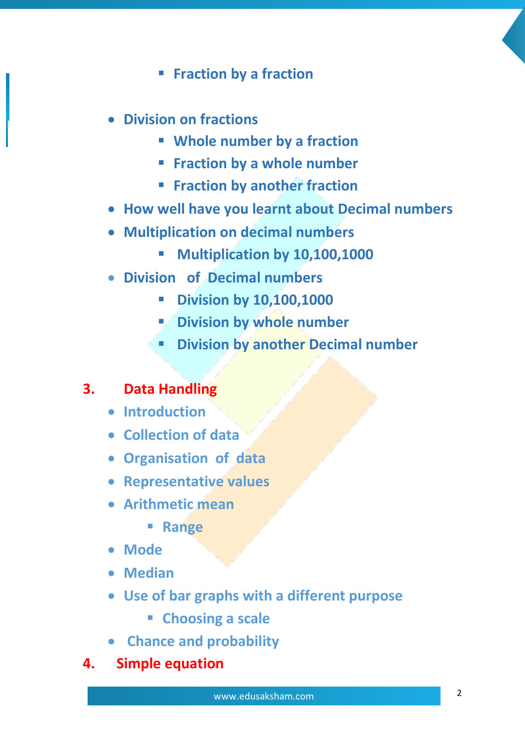- Fraction by a fraction

- Division on fractions
    - Whole number by a fraction
    - Fraction by a whole number
    - Fraction by another fraction
- How well have you learnt about Decimal numbers
- Multiplication on decimal numbers
    - Multiplication by 10,100,1000
- Division of Decimal numbers
    - Division by 10,100,1000
    - Division by whole number
    - Division by another Decimal number

**3. Data Handling**

- Introduction
- Collection of data
- Organisation of data
- Representative values
- Arithmetic mean
    - Range
- Mode
- Median
- Use of bar graphs with a different purpose
    - Choosing a scale
- Chance and probability

**4. Simple equation**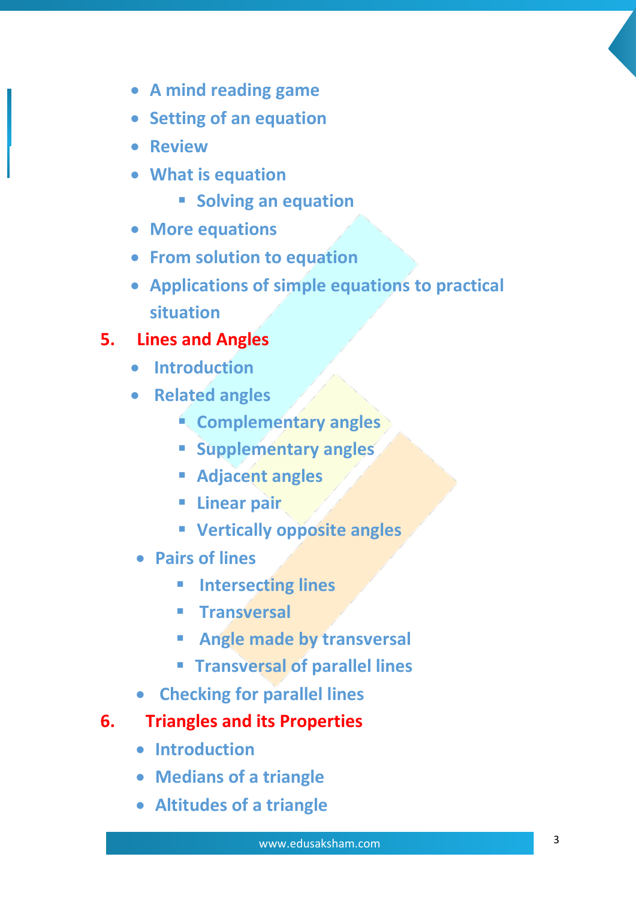- A mind reading game
- Setting of an equation
- Review
- What is equation
    - Solving an equation
- More equations
- From solution to equation
- Applications of simple equations to practical situation

## 5. Lines and Angles

- Introduction
- Related angles
    - Complementary angles
    - Supplementary angles
    - Adjacent angles
    - Linear pair
    - Vertically opposite angles
- Pairs of lines
    - Intersecting lines
    - Transversal
    - Angle made by transversal
    - Transversal of parallel lines
- Checking for parallel lines

## 6. Triangles and its Properties

- Introduction
- Medians of a triangle
- Altitudes of a triangle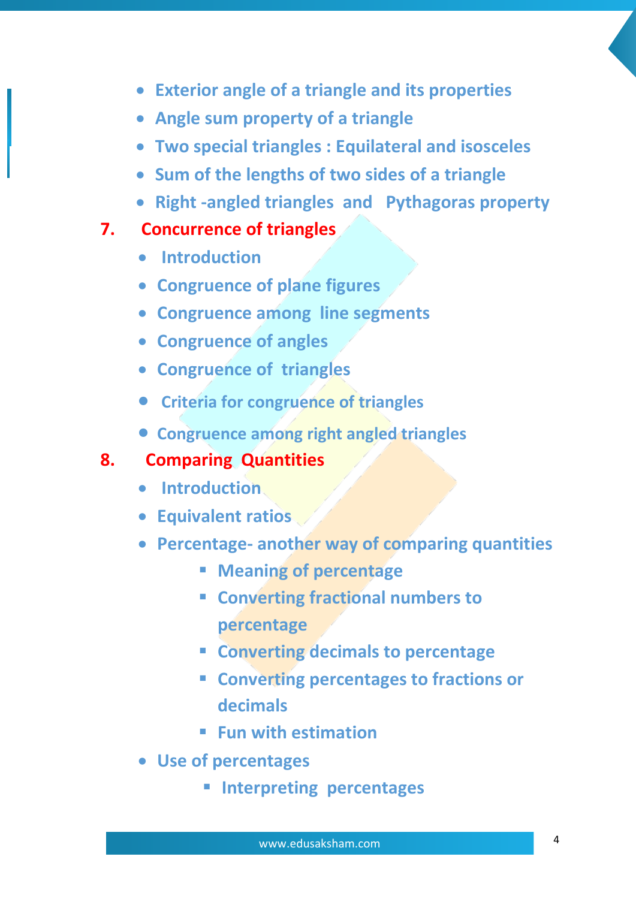- Exterior angle of a triangle and its properties
- Angle sum property of a triangle
- Two special triangles : Equilateral and isosceles
- Sum of the lengths of two sides of a triangle
- Right -angled triangles and Pythagoras property

## 7. Concurrence of triangles

- Introduction
- Congruence of plane figures
- Congruence among line segments
- Congruence of angles
- Congruence of triangles
- Criteria for congruence of triangles
- Congruence among right angled triangles

## 8. Comparing Quantities

- Introduction
- Equivalent ratios
- Percentage- another way of comparing quantities
  - Meaning of percentage
  - Converting fractional numbers to percentage
  - Converting decimals to percentage
  - Converting percentages to fractions or decimals
  - Fun with estimation
- Use of percentages
  - Interpreting percentages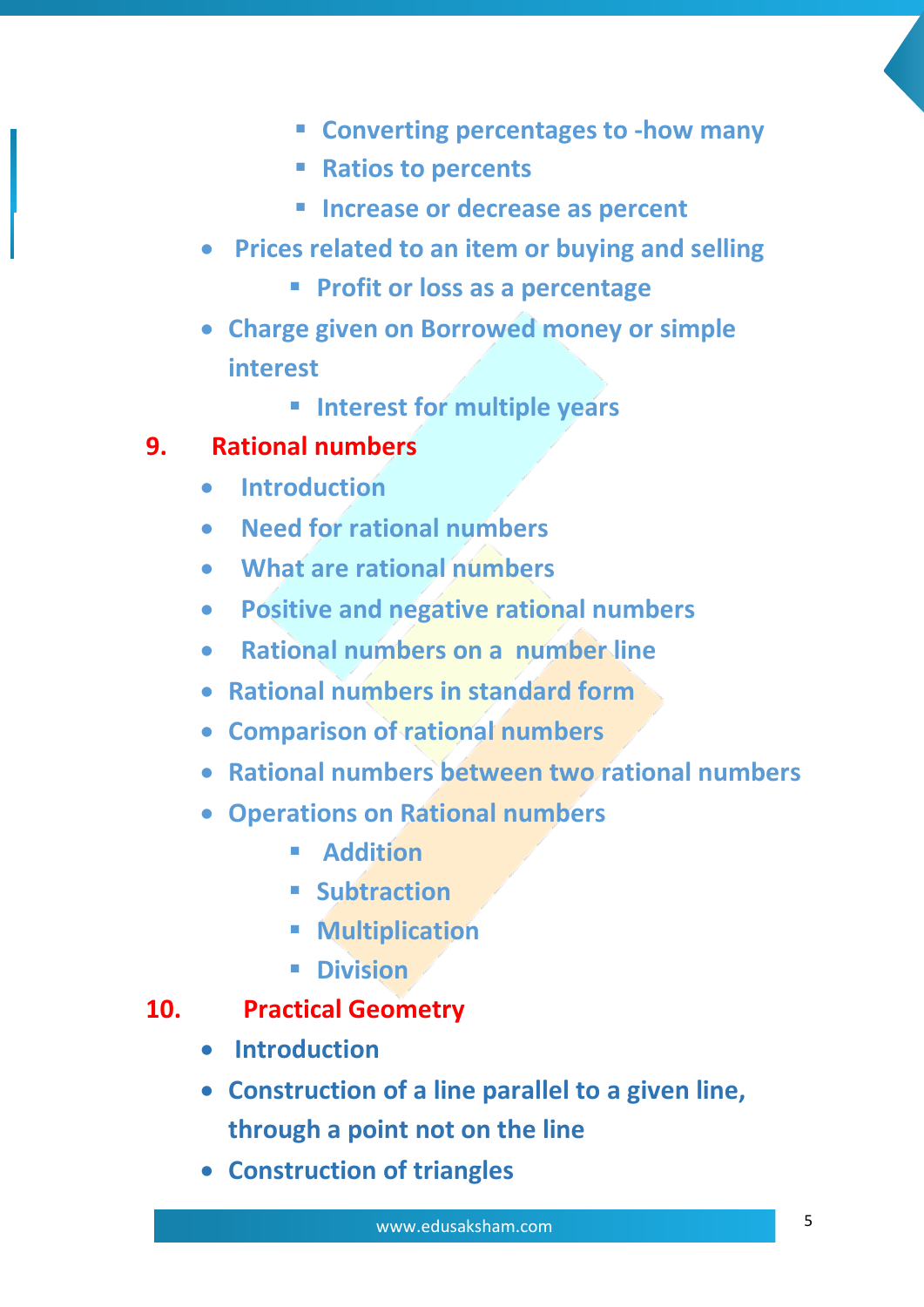- Converting percentages to -how many
        - Ratios to percents
        - Increase or decrease as percent
- Prices related to an item or buying and selling
    - Profit or loss as a percentage
- Charge given on Borrowed money or simple interest
    - Interest for multiple years

**9. Rational numbers**

- Introduction
- Need for rational numbers
- What are rational numbers
- Positive and negative rational numbers
- Rational numbers on a number line
- Rational numbers in standard form
- Comparison of rational numbers
- Rational numbers between two rational numbers
- Operations on Rational numbers
    - Addition
    - Subtraction
    - Multiplication
    - Division

**10. Practical Geometry**

- Introduction
- Construction of a line parallel to a given line, through a point not on the line
- Construction of triangles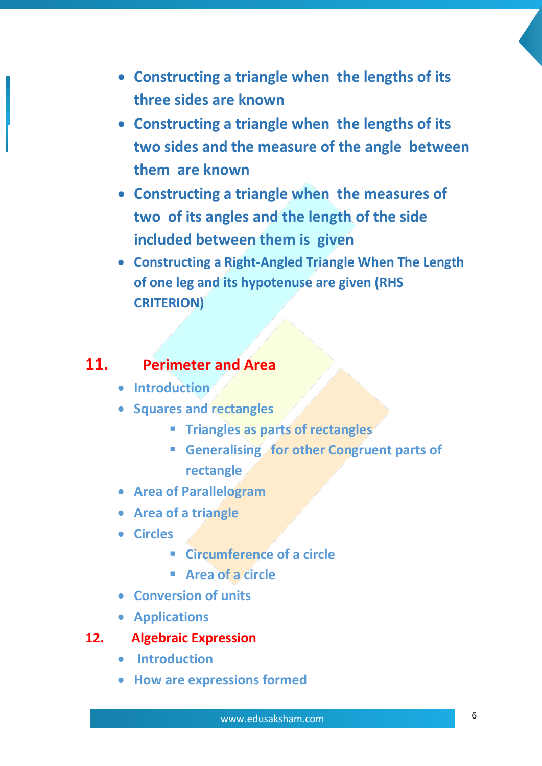- **Constructing a triangle when the lengths of its three sides are known**
- **Constructing a triangle when the lengths of its two sides and the measure of the angle between them are known**
- **Constructing a triangle when the measures of two of its angles and the length of the side included between them is given**
- **Constructing a Right-Angled Triangle When The Length of one leg and its hypotenuse are given (RHS CRITERION)**

## 11. Perimeter and Area

- Introduction
- Squares and rectangles
  - Triangles as parts of rectangles
  - Generalising for other Congruent parts of rectangle
- Area of Parallelogram
- Area of a triangle
- Circles
  - Circumference of a circle
  - Area of a circle
- Conversion of units
- Applications

## 12. Algebraic Expression

- Introduction
- How are expressions formed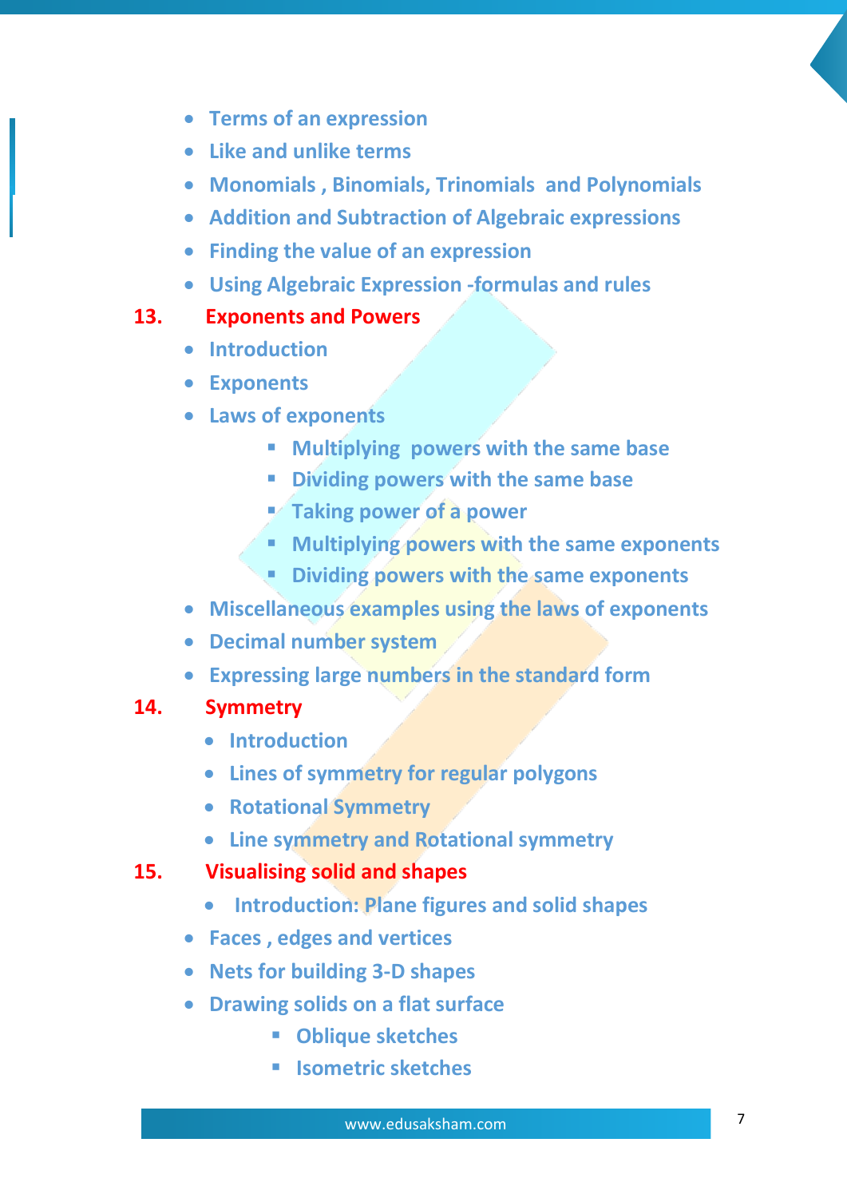- Terms of an expression
- Like and unlike terms
- Monomials , Binomials, Trinomials and Polynomials
- Addition and Subtraction of Algebraic expressions
- Finding the value of an expression
- Using Algebraic Expression -formulas and rules

**13. Exponents and Powers**

- Introduction
- Exponents
- Laws of exponents
  - Multiplying powers with the same base
  - Dividing powers with the same base
  - Taking power of a power
  - Multiplying powers with the same exponents
  - Dividing powers with the same exponents
- Miscellaneous examples using the laws of exponents
- Decimal number system
- Expressing large numbers in the standard form

**14. Symmetry**

- Introduction
- Lines of symmetry for regular polygons
- Rotational Symmetry
- Line symmetry and Rotational symmetry

**15. Visualising solid and shapes**

- Introduction: Plane figures and solid shapes
- Faces , edges and vertices
- Nets for building 3-D shapes
- Drawing solids on a flat surface
  - Oblique sketches
  - Isometric sketches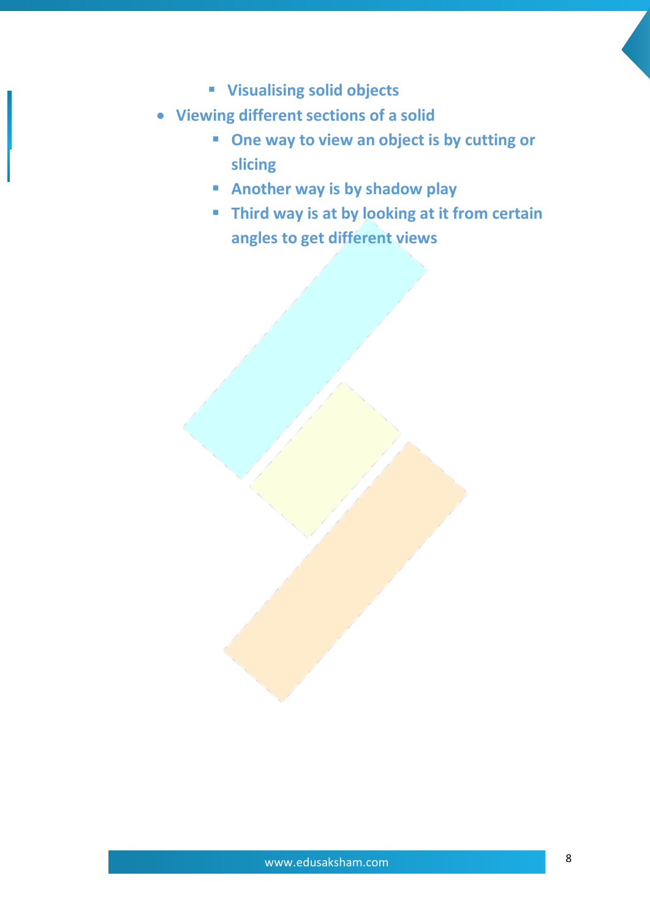- Visualising solid objects

- Viewing different sections of a solid
    - One way to view an object is by cutting or slicing
    - Another way is by shadow play
    - Third way is at by looking at it from certain angles to get different views